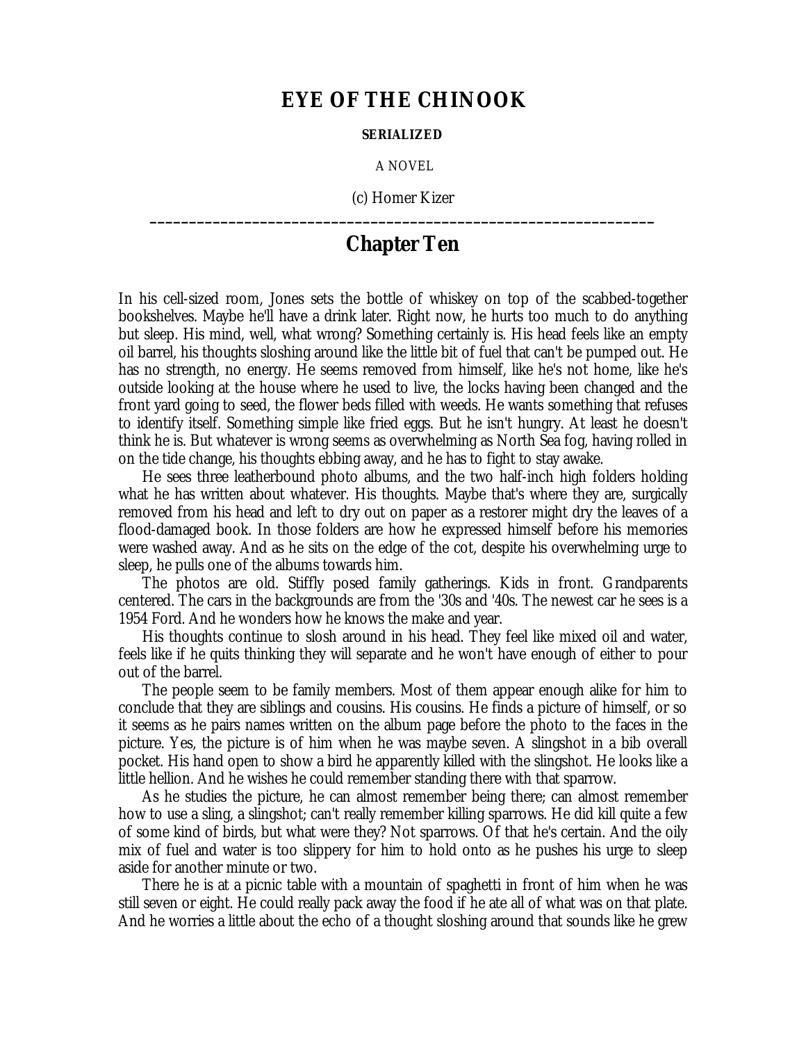# EYE OF THE CHINOOK

**SERIALIZED**

A NOVEL

(c) Homer Kizer

---

## Chapter Ten

In his cell-sized room, Jones sets the bottle of whiskey on top of the scabbed-together bookshelves. Maybe he'll have a drink later. Right now, he hurts too much to do anything but sleep. His mind, well, what wrong? Something certainly is. His head feels like an empty oil barrel, his thoughts sloshing around like the little bit of fuel that can't be pumped out. He has no strength, no energy. He seems removed from himself, like he's not home, like he's outside looking at the house where he used to live, the locks having been changed and the front yard going to seed, the flower beds filled with weeds. He wants something that refuses to identify itself. Something simple like fried eggs. But he isn't hungry. At least he doesn't think he is. But whatever is wrong seems as overwhelming as North Sea fog, having rolled in on the tide change, his thoughts ebbing away, and he has to fight to stay awake.

He sees three leatherbound photo albums, and the two half-inch high folders holding what he has written about whatever. His thoughts. Maybe that's where they are, surgically removed from his head and left to dry out on paper as a restorer might dry the leaves of a flood-damaged book. In those folders are how he expressed himself before his memories were washed away. And as he sits on the edge of the cot, despite his overwhelming urge to sleep, he pulls one of the albums towards him.

The photos are old. Stiffly posed family gatherings. Kids in front. Grandparents centered. The cars in the backgrounds are from the '30s and '40s. The newest car he sees is a 1954 Ford. And he wonders how he knows the make and year.

His thoughts continue to slosh around in his head. They feel like mixed oil and water, feels like if he quits thinking they will separate and he won't have enough of either to pour out of the barrel.

The people seem to be family members. Most of them appear enough alike for him to conclude that they are siblings and cousins. His cousins. He finds a picture of himself, or so it seems as he pairs names written on the album page before the photo to the faces in the picture. Yes, the picture is of him when he was maybe seven. A slingshot in a bib overall pocket. His hand open to show a bird he apparently killed with the slingshot. He looks like a little hellion. And he wishes he could remember standing there with that sparrow.

As he studies the picture, he can almost remember being there; can almost remember how to use a sling, a slingshot; can't really remember killing sparrows. He did kill quite a few of some kind of birds, but what were they? Not sparrows. Of that he's certain. And the oily mix of fuel and water is too slippery for him to hold onto as he pushes his urge to sleep aside for another minute or two.

There he is at a picnic table with a mountain of spaghetti in front of him when he was still seven or eight. He could really pack away the food if he ate all of what was on that plate. And he worries a little about the echo of a thought sloshing around that sounds like he grew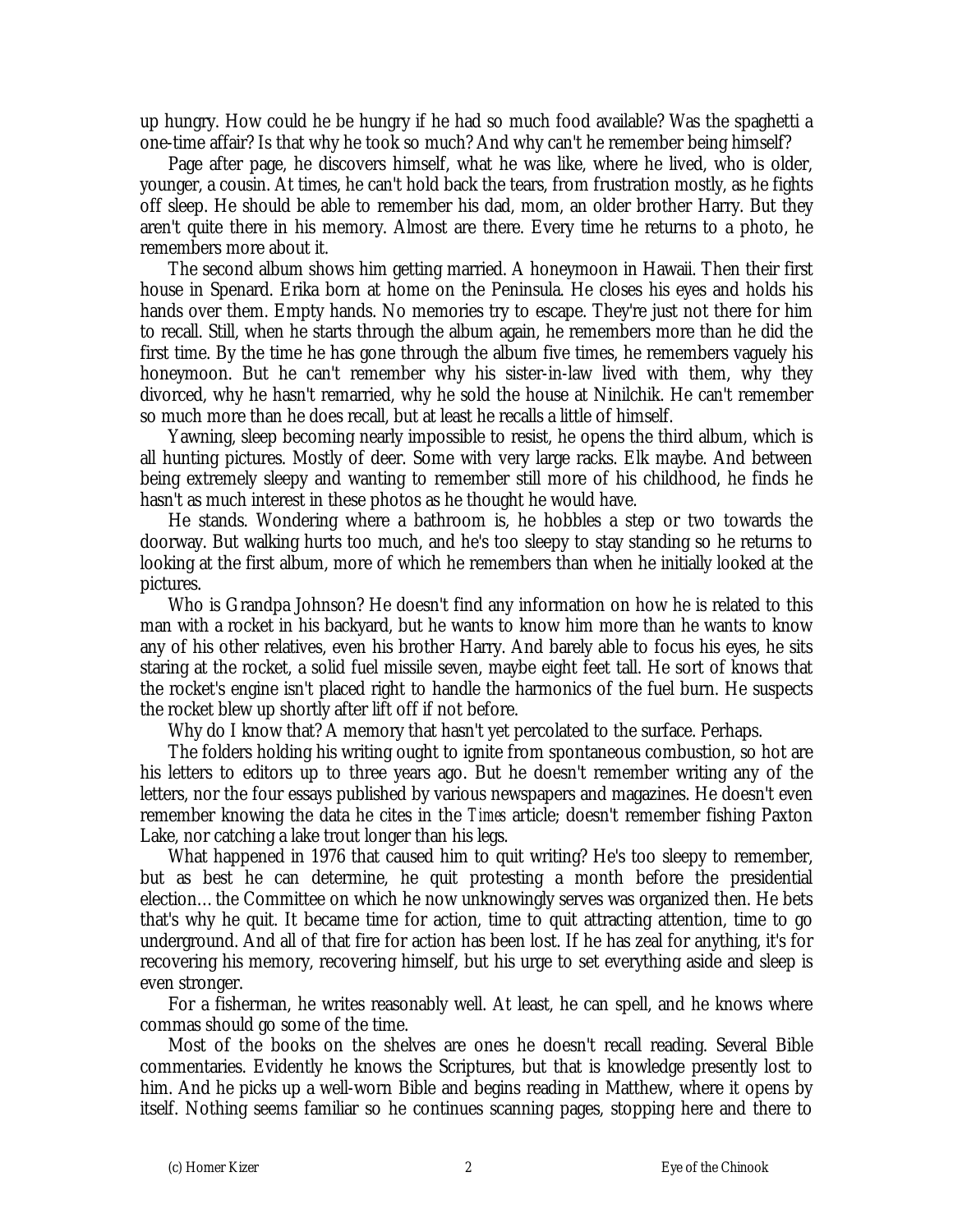up hungry. How could he be hungry if he had so much food available? Was the spaghetti a one-time affair? Is that why he took so much? And why can't he remember being himself?

Page after page, he discovers himself, what he was like, where he lived, who is older, younger, a cousin. At times, he can't hold back the tears, from frustration mostly, as he fights off sleep. He should be able to remember his dad, mom, an older brother Harry. But they aren't quite there in his memory. Almost are there. Every time he returns to a photo, he remembers more about it.

The second album shows him getting married. A honeymoon in Hawaii. Then their first house in Spenard. Erika born at home on the Peninsula. He closes his eyes and holds his hands over them. Empty hands. No memories try to escape. They're just not there for him to recall. Still, when he starts through the album again, he remembers more than he did the first time. By the time he has gone through the album five times, he remembers vaguely his honeymoon. But he can't remember why his sister-in-law lived with them, why they divorced, why he hasn't remarried, why he sold the house at Ninilchik. He can't remember so much more than he does recall, but at least he recalls a little of himself.

Yawning, sleep becoming nearly impossible to resist, he opens the third album, which is all hunting pictures. Mostly of deer. Some with very large racks. Elk maybe. And between being extremely sleepy and wanting to remember still more of his childhood, he finds he hasn't as much interest in these photos as he thought he would have.

He stands. Wondering where a bathroom is, he hobbles a step or two towards the doorway. But walking hurts too much, and he's too sleepy to stay standing so he returns to looking at the first album, more of which he remembers than when he initially looked at the pictures.

Who is Grandpa Johnson? He doesn't find any information on how he is related to this man with a rocket in his backyard, but he wants to know him more than he wants to know any of his other relatives, even his brother Harry. And barely able to focus his eyes, he sits staring at the rocket, a solid fuel missile seven, maybe eight feet tall. He sort of knows that the rocket's engine isn't placed right to handle the harmonics of the fuel burn. He suspects the rocket blew up shortly after lift off if not before.

Why do I know that? A memory that hasn't yet percolated to the surface. Perhaps.

The folders holding his writing ought to ignite from spontaneous combustion, so hot are his letters to editors up to three years ago. But he doesn't remember writing any of the letters, nor the four essays published by various newspapers and magazines. He doesn't even remember knowing the data he cites in the *Times* article; doesn't remember fishing Paxton Lake, nor catching a lake trout longer than his legs.

What happened in 1976 that caused him to quit writing? He's too sleepy to remember, but as best he can determine, he quit protesting a month before the presidential election… the Committee on which he now unknowingly serves was organized then. He bets that's why he quit. It became time for action, time to quit attracting attention, time to go underground. And all of that fire for action has been lost. If he has zeal for anything, it's for recovering his memory, recovering himself, but his urge to set everything aside and sleep is even stronger.

For a fisherman, he writes reasonably well. At least, he can spell, and he knows where commas should go some of the time.

Most of the books on the shelves are ones he doesn't recall reading. Several Bible commentaries. Evidently he knows the Scriptures, but that is knowledge presently lost to him. And he picks up a well-worn Bible and begins reading in Matthew, where it opens by itself. Nothing seems familiar so he continues scanning pages, stopping here and there to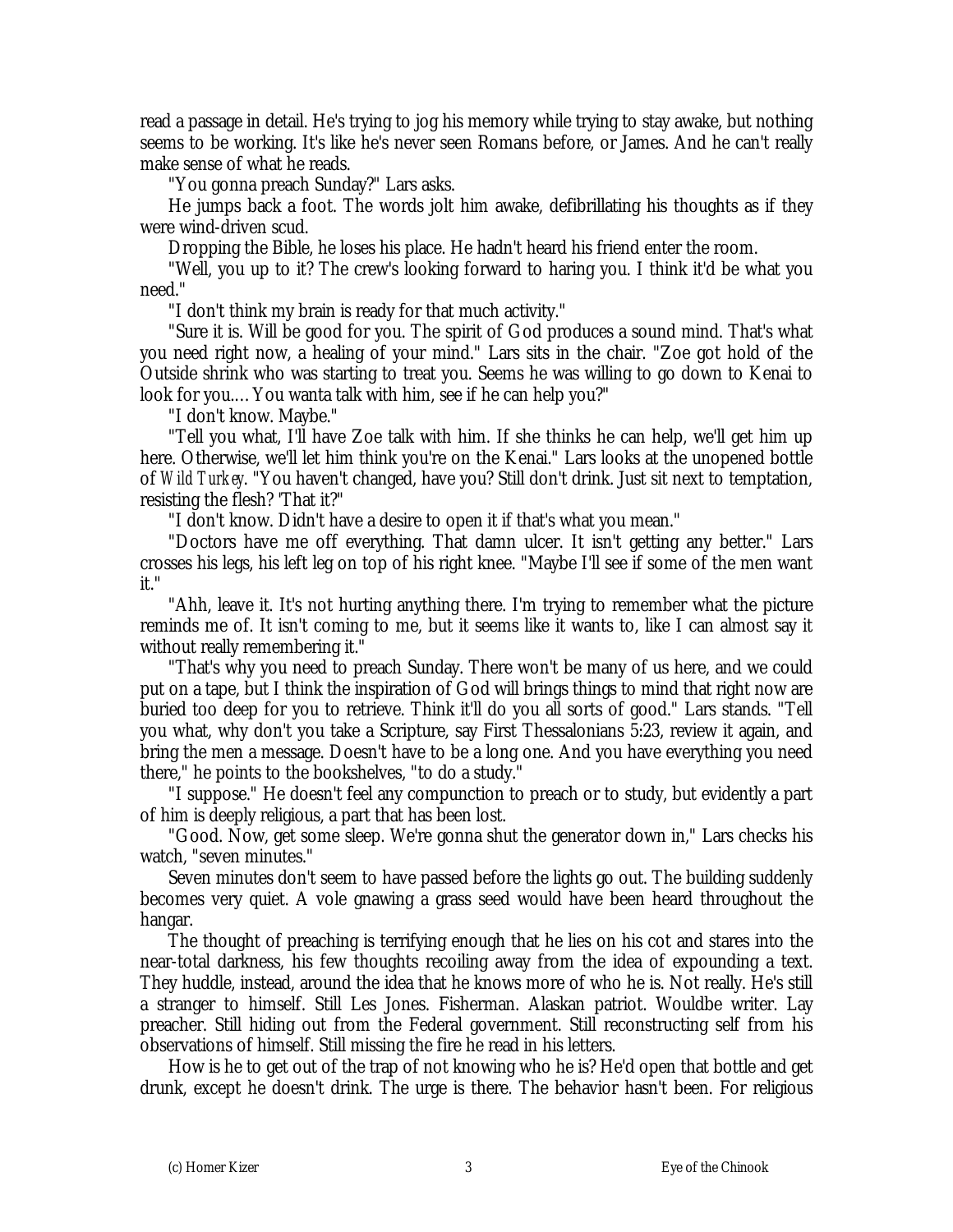read a passage in detail. He's trying to jog his memory while trying to stay awake, but nothing seems to be working. It's like he's never seen Romans before, or James. And he can't really make sense of what he reads.

"You gonna preach Sunday?" Lars asks.

He jumps back a foot. The words jolt him awake, defibrillating his thoughts as if they were wind-driven scud.

Dropping the Bible, he loses his place. He hadn't heard his friend enter the room.

"Well, you up to it? The crew's looking forward to haring you. I think it'd be what you need."

"I don't think my brain is ready for that much activity."

"Sure it is. Will be good for you. The spirit of God produces a sound mind. That's what you need right now, a healing of your mind." Lars sits in the chair. "Zoe got hold of the Outside shrink who was starting to treat you. Seems he was willing to go down to Kenai to look for you.... You wanta talk with him, see if he can help you?"

"I don't know. Maybe."

"Tell you what, I'll have Zoe talk with him. If she thinks he can help, we'll get him up here. Otherwise, we'll let him think you're on the Kenai." Lars looks at the unopened bottle of *Wild Turkey*. "You haven't changed, have you? Still don't drink. Just sit next to temptation, resisting the flesh? 'That it?"

"I don't know. Didn't have a desire to open it if that's what you mean."

"Doctors have me off everything. That damn ulcer. It isn't getting any better." Lars crosses his legs, his left leg on top of his right knee. "Maybe I'll see if some of the men want it."

"Ahh, leave it. It's not hurting anything there. I'm trying to remember what the picture reminds me of. It isn't coming to me, but it seems like it wants to, like I can almost say it without really remembering it."

"That's why you need to preach Sunday. There won't be many of us here, and we could put on a tape, but I think the inspiration of God will brings things to mind that right now are buried too deep for you to retrieve. Think it'll do you all sorts of good." Lars stands. "Tell you what, why don't you take a Scripture, say First Thessalonians 5:23, review it again, and bring the men a message. Doesn't have to be a long one. And you have everything you need there," he points to the bookshelves, "to do a study."

"I suppose." He doesn't feel any compunction to preach or to study, but evidently a part of him is deeply religious, a part that has been lost.

"Good. Now, get some sleep. We're gonna shut the generator down in," Lars checks his watch, "seven minutes."

Seven minutes don't seem to have passed before the lights go out. The building suddenly becomes very quiet. A vole gnawing a grass seed would have been heard throughout the hangar.

The thought of preaching is terrifying enough that he lies on his cot and stares into the near-total darkness, his few thoughts recoiling away from the idea of expounding a text. They huddle, instead, around the idea that he knows more of who he is. Not really. He's still a stranger to himself. Still Les Jones. Fisherman. Alaskan patriot. Wouldbe writer. Lay preacher. Still hiding out from the Federal government. Still reconstructing self from his observations of himself. Still missing the fire he read in his letters.

How is he to get out of the trap of not knowing who he is? He'd open that bottle and get drunk, except he doesn't drink. The urge is there. The behavior hasn't been. For religious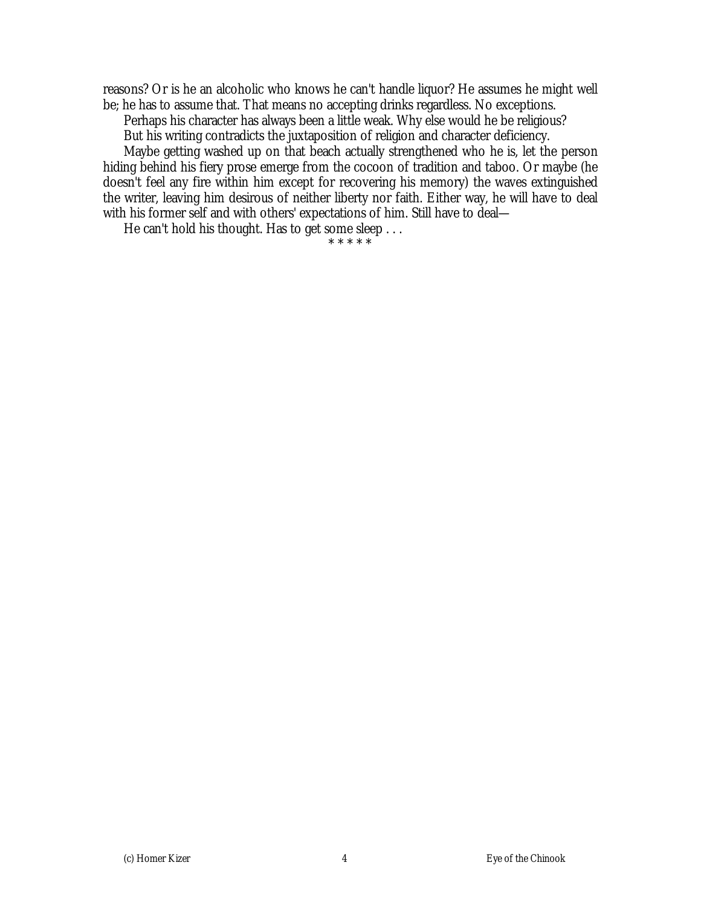reasons? Or is he an alcoholic who knows he can't handle liquor? He assumes he might well be; he has to assume that. That means no accepting drinks regardless. No exceptions.

Perhaps his character has always been a little weak. Why else would he be religious?

But his writing contradicts the juxtaposition of religion and character deficiency.

Maybe getting washed up on that beach actually strengthened who he is, let the person hiding behind his fiery prose emerge from the cocoon of tradition and taboo. Or maybe (he doesn't feel any fire within him except for recovering his memory) the waves extinguished the writer, leaving him desirous of neither liberty nor faith. Either way, he will have to deal with his former self and with others' expectations of him. Still have to deal—

He can't hold his thought. Has to get some sleep . . .

* * * * *